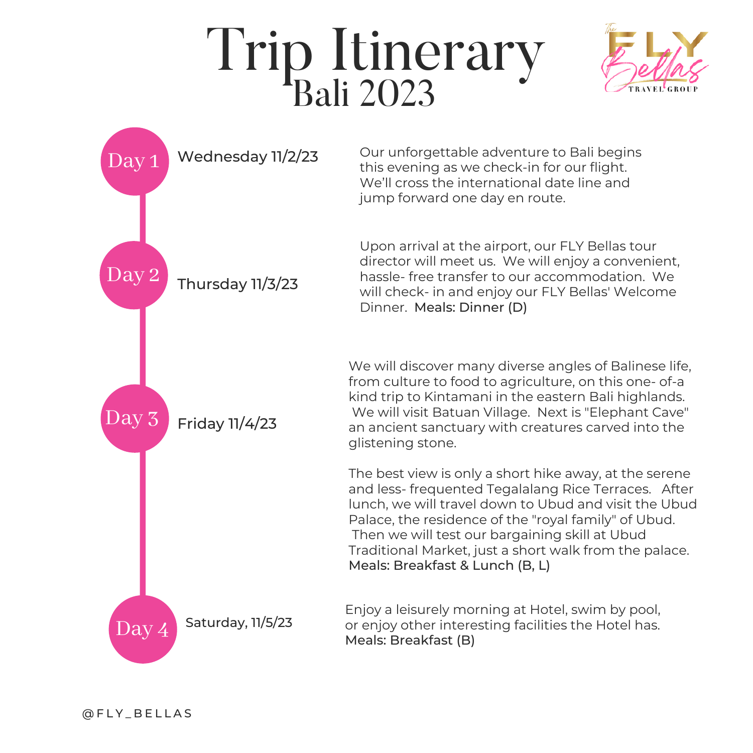# Trip Itinerary
## Bali 2023

The FLY Bellas TRAVEL GROUP

**Day 1** Wednesday 11/2/23

Our unforgettable adventure to Bali begins this evening as we check-in for our flight. We'll cross the international date line and jump forward one day en route.

**Day 2** Thursday 11/3/23

Upon arrival at the airport, our FLY Bellas tour director will meet us. We will enjoy a convenient, hassle- free transfer to our accommodation. We will check- in and enjoy our FLY Bellas' Welcome Dinner. **Meals: Dinner (D)**

**Day 3** Friday 11/4/23

We will discover many diverse angles of Balinese life, from culture to food to agriculture, on this one- of-a kind trip to Kintamani in the eastern Bali highlands. We will visit Batuan Village. Next is "Elephant Cave" an ancient sanctuary with creatures carved into the glistening stone.

The best view is only a short hike away, at the serene and less- frequented Tegalalang Rice Terraces. After lunch, we will travel down to Ubud and visit the Ubud Palace, the residence of the "royal family" of Ubud. Then we will test our bargaining skill at Ubud Traditional Market, just a short walk from the palace.
**Meals: Breakfast & Lunch (B, L)**

**Day 4** Saturday, 11/5/23

Enjoy a leisurely morning at Hotel, swim by pool, or enjoy other interesting facilities the Hotel has.
**Meals: Breakfast (B)**

@FLY_BELLAS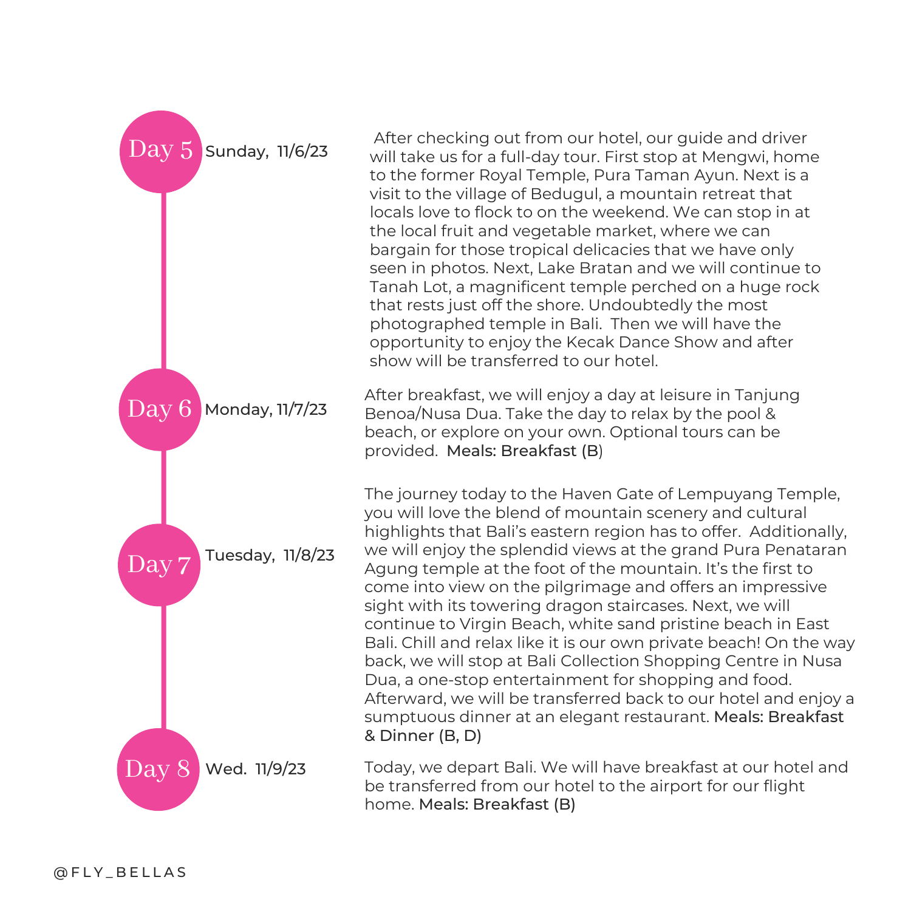## Day 5 Sunday, 11/6/23

After checking out from our hotel, our guide and driver will take us for a full-day tour. First stop at Mengwi, home to the former Royal Temple, Pura Taman Ayun. Next is a visit to the village of Bedugul, a mountain retreat that locals love to flock to on the weekend. We can stop in at the local fruit and vegetable market, where we can bargain for those tropical delicacies that we have only seen in photos. Next, Lake Bratan and we will continue to Tanah Lot, a magnificent temple perched on a huge rock that rests just off the shore. Undoubtedly the most photographed temple in Bali. Then we will have the opportunity to enjoy the Kecak Dance Show and after show will be transferred to our hotel.

## Day 6 Monday, 11/7/23

After breakfast, we will enjoy a day at leisure in Tanjung Benoa/Nusa Dua. Take the day to relax by the pool & beach, or explore on your own. Optional tours can be provided. Meals: Breakfast (B)

## Day 7 Tuesday, 11/8/23

The journey today to the Haven Gate of Lempuyang Temple, you will love the blend of mountain scenery and cultural highlights that Bali's eastern region has to offer. Additionally, we will enjoy the splendid views at the grand Pura Penataran Agung temple at the foot of the mountain. It's the first to come into view on the pilgrimage and offers an impressive sight with its towering dragon staircases. Next, we will continue to Virgin Beach, white sand pristine beach in East Bali. Chill and relax like it is our own private beach! On the way back, we will stop at Bali Collection Shopping Centre in Nusa Dua, a one-stop entertainment for shopping and food. Afterward, we will be transferred back to our hotel and enjoy a sumptuous dinner at an elegant restaurant. Meals: Breakfast & Dinner (B, D)

## Day 8 Wed. 11/9/23

Today, we depart Bali. We will have breakfast at our hotel and be transferred from our hotel to the airport for our flight home. Meals: Breakfast (B)

@FLY_BELLAS